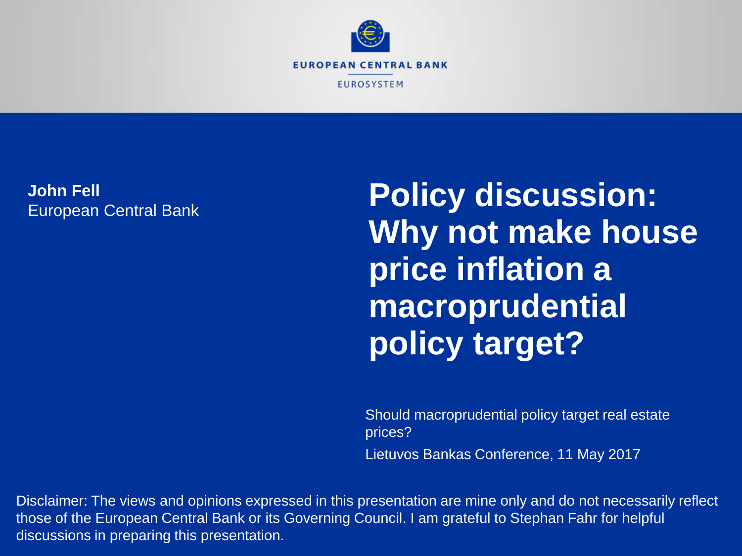EUROPEAN CENTRAL BANK

EUROSYSTEM

**John Fell**
European Central Bank

# Policy discussion: Why not make house price inflation a macroprudential policy target?

Should macroprudential policy target real estate prices?

Lietuvos Bankas Conference, 11 May 2017

Disclaimer: The views and opinions expressed in this presentation are mine only and do not necessarily reflect those of the European Central Bank or its Governing Council. I am grateful to Stephan Fahr for helpful discussions in preparing this presentation.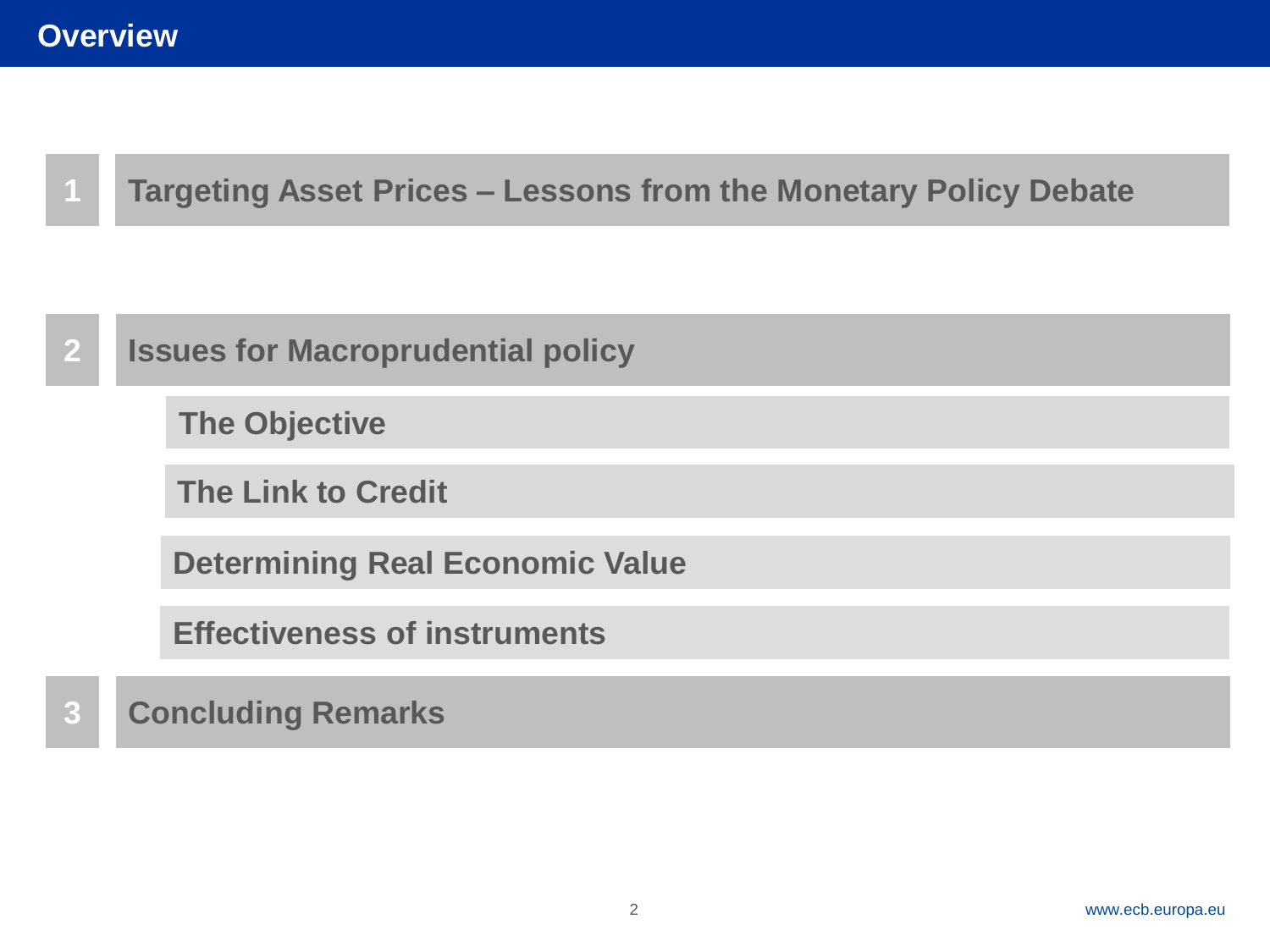# Overview

1. Targeting Asset Prices – Lessons from the Monetary Policy Debate

2. Issues for Macroprudential policy
   - The Objective
   - The Link to Credit
   - Determining Real Economic Value
   - Effectiveness of instruments

3. Concluding Remarks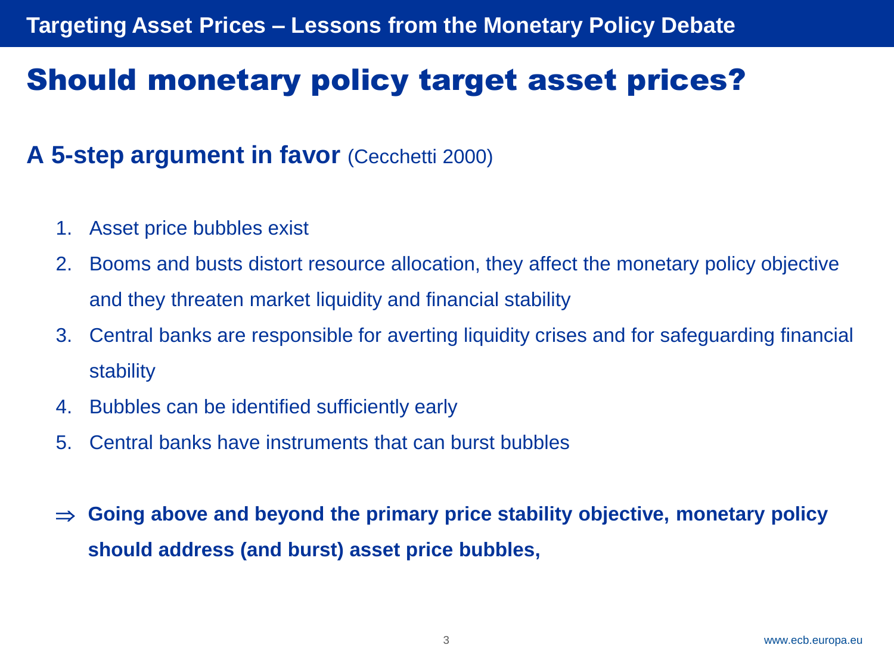# Should monetary policy target asset prices?

## A 5-step argument in favor (Cecchetti 2000)

1. Asset price bubbles exist
2. Booms and busts distort resource allocation, they affect the monetary policy objective and they threaten market liquidity and financial stability
3. Central banks are responsible for averting liquidity crises and for safeguarding financial stability
4. Bubbles can be identified sufficiently early
5. Central banks have instruments that can burst bubbles

⇒ **Going above and beyond the primary price stability objective, monetary policy should address (and burst) asset price bubbles,**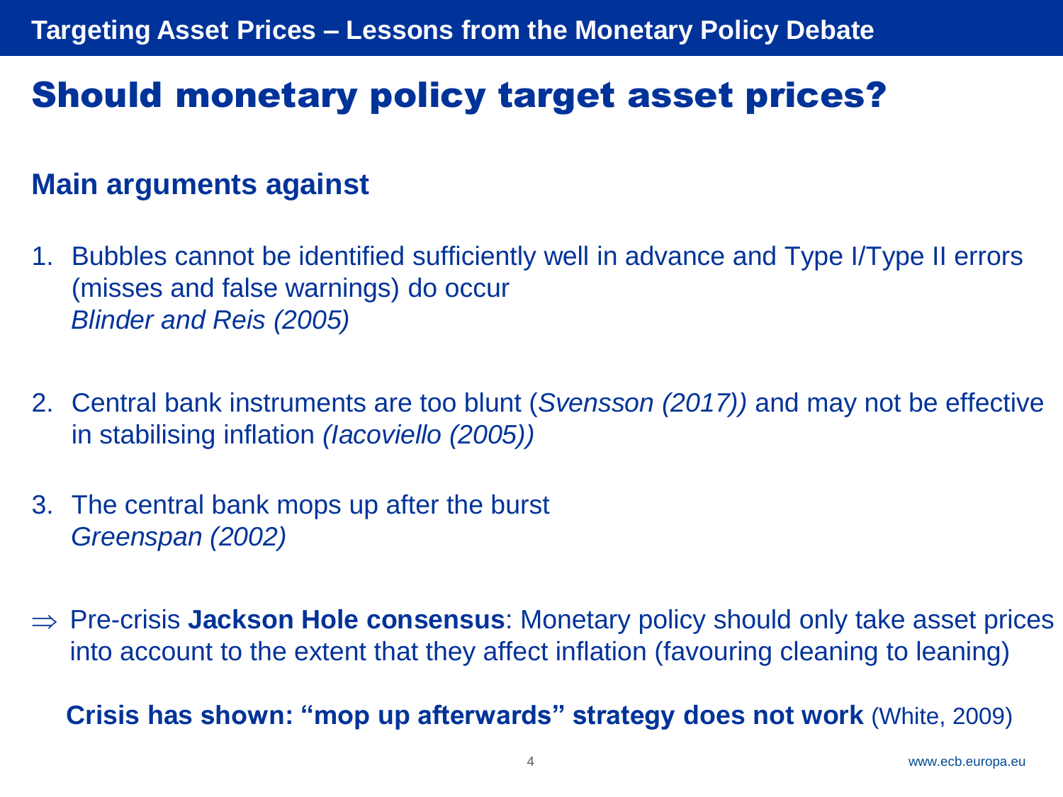# Should monetary policy target asset prices?

## Main arguments against

1. Bubbles cannot be identified sufficiently well in advance and Type I/Type II errors (misses and false warnings) do occur
   *Blinder and Reis (2005)*

2. Central bank instruments are too blunt (*Svensson (2017))* and may not be effective in stabilising inflation *(Iacoviello (2005))*

3. The central bank mops up after the burst
   *Greenspan (2002)*

⇒ Pre-crisis **Jackson Hole consensus**: Monetary policy should only take asset prices into account to the extent that they affect inflation (favouring cleaning to leaning)

**Crisis has shown: "mop up afterwards" strategy does not work** (White, 2009)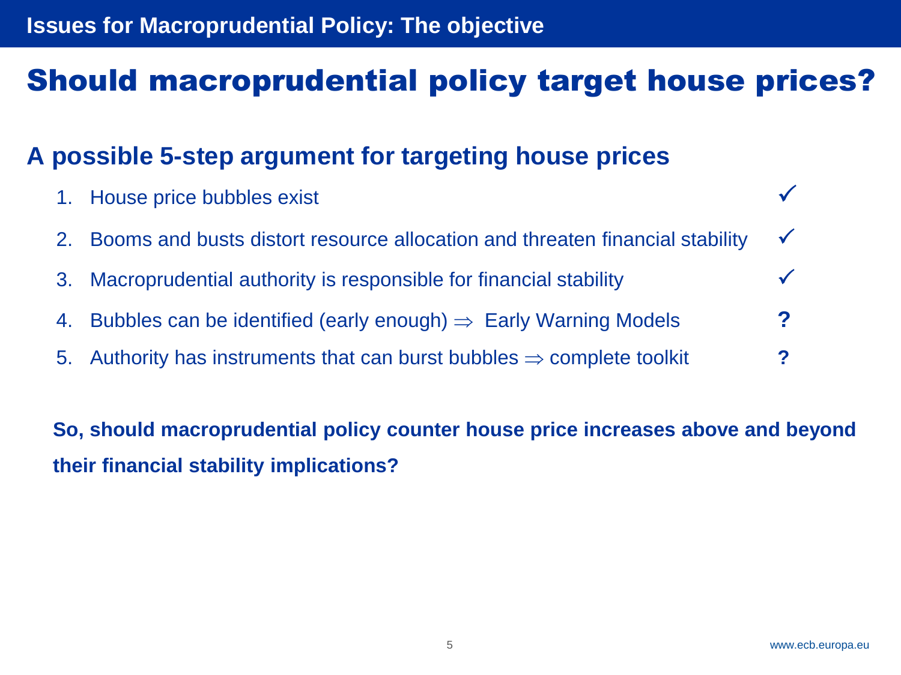Issues for Macroprudential Policy: The objective

# Should macroprudential policy target house prices?

## A possible 5-step argument for targeting house prices

1. House price bubbles exist ✓
2. Booms and busts distort resource allocation and threaten financial stability ✓
3. Macroprudential authority is responsible for financial stability ✓
4. Bubbles can be identified (early enough) $\Rightarrow$ Early Warning Models **?**
5. Authority has instruments that can burst bubbles $\Rightarrow$ complete toolkit **?**

**So, should macroprudential policy counter house price increases above and beyond their financial stability implications?**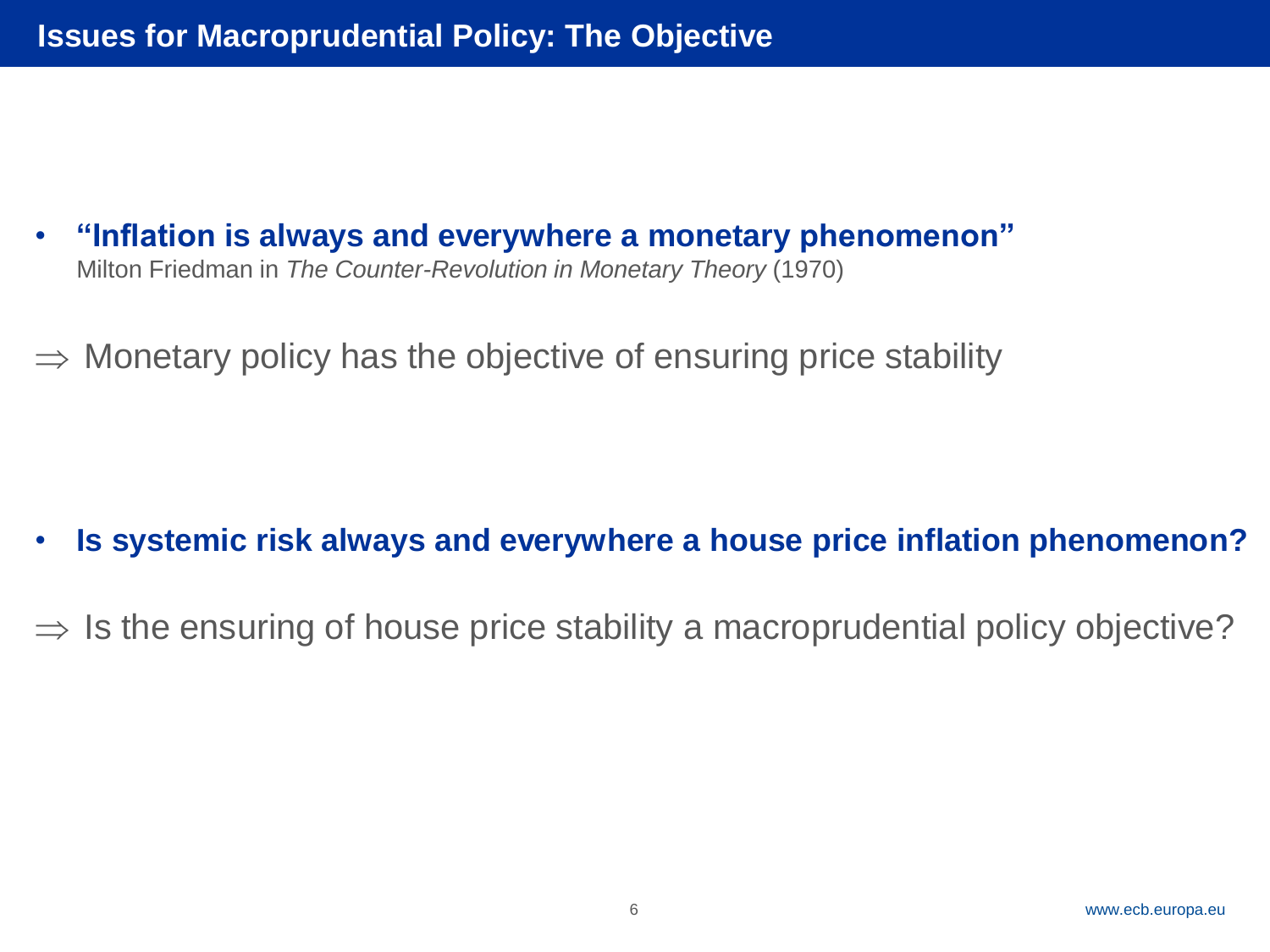# Issues for Macroprudential Policy: The Objective

- **"Inflation is always and everywhere a monetary phenomenon"**
  Milton Friedman in *The Counter-Revolution in Monetary Theory* (1970)

$\Rightarrow$ Monetary policy has the objective of ensuring price stability

- **Is systemic risk always and everywhere a house price inflation phenomenon?**

$\Rightarrow$ Is the ensuring of house price stability a macroprudential policy objective?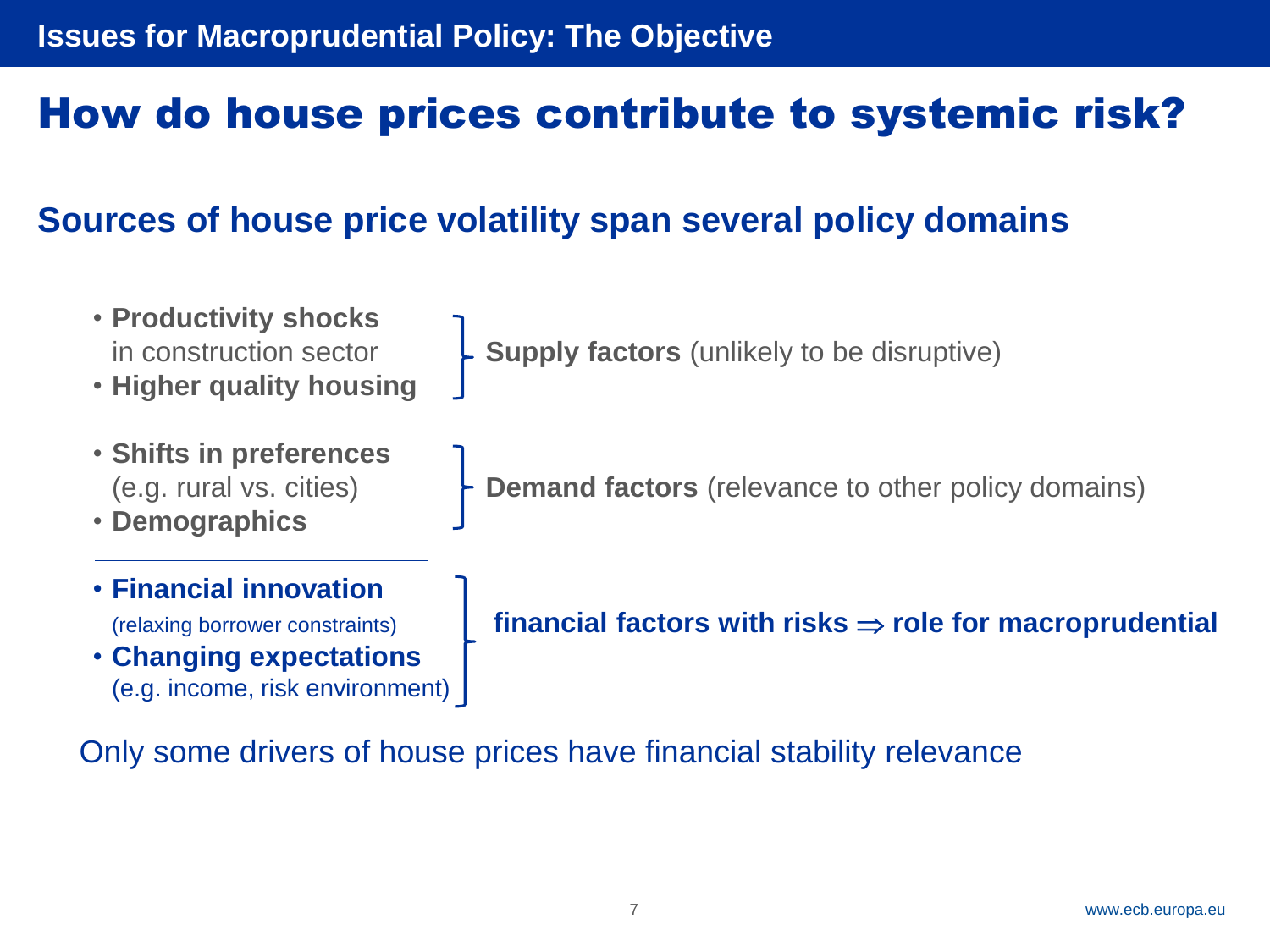Issues for Macroprudential Policy: The Objective

# How do house prices contribute to systemic risk?

## Sources of house price volatility span several policy domains

- **Productivity shocks** in construction sector
- **Higher quality housing**

→ **Supply factors** (unlikely to be disruptive)

---

- **Shifts in preferences** (e.g. rural vs. cities)
- **Demographics**

→ **Demand factors** (relevance to other policy domains)

---

- **Financial innovation** (relaxing borrower constraints)
- **Changing expectations** (e.g. income, risk environment)

→ **financial factors with risks $\Rightarrow$ role for macroprudential**

Only some drivers of house prices have financial stability relevance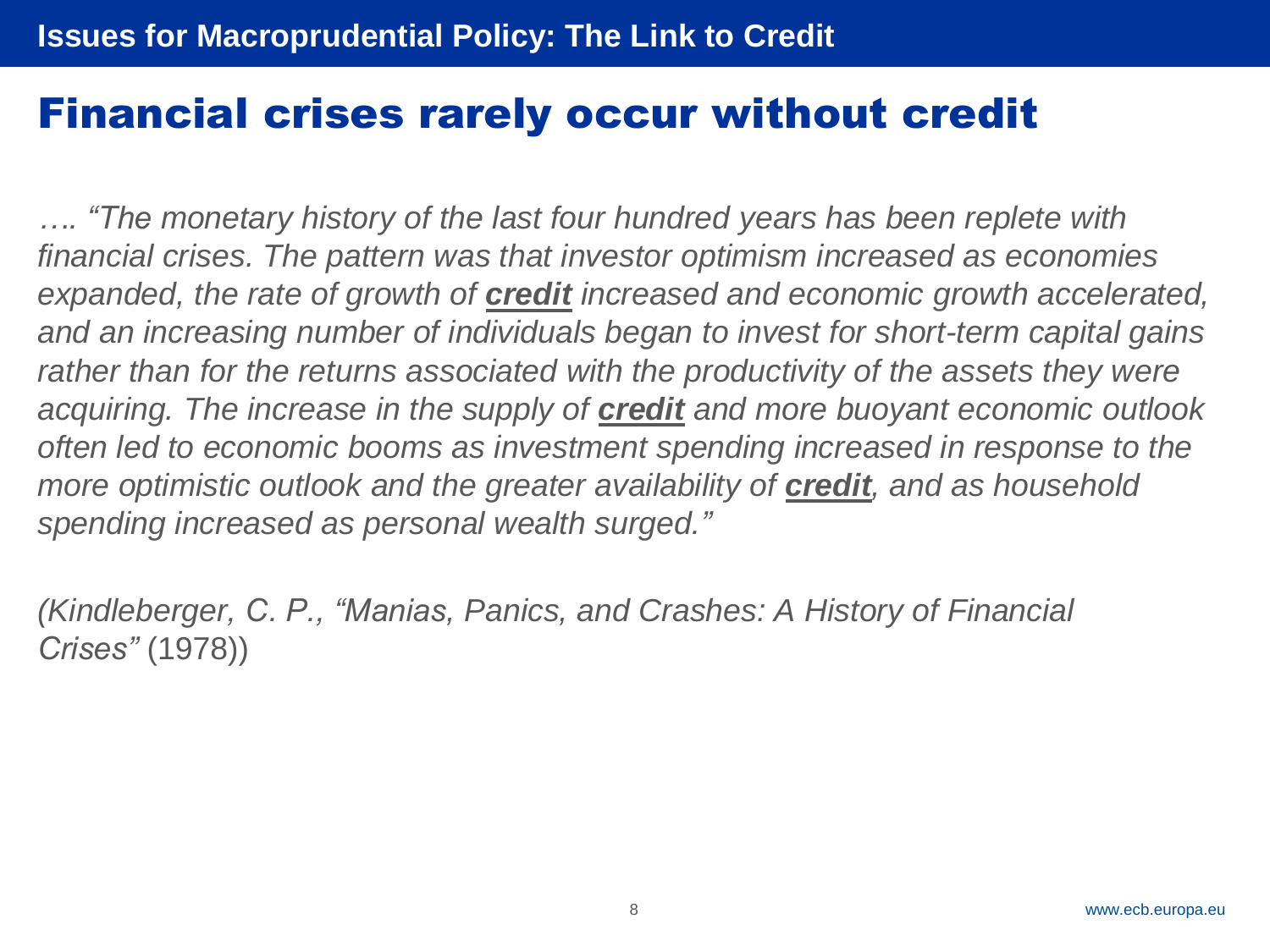## Issues for Macroprudential Policy: The Link to Credit

# Financial crises rarely occur without credit

*…. "The monetary history of the last four hundred years has been replete with financial crises. The pattern was that investor optimism increased as economies expanded, the rate of growth of **credit** increased and economic growth accelerated, and an increasing number of individuals began to invest for short-term capital gains rather than for the returns associated with the productivity of the assets they were acquiring. The increase in the supply of **credit** and more buoyant economic outlook often led to economic booms as investment spending increased in response to the more optimistic outlook and the greater availability of **credit**, and as household spending increased as personal wealth surged."*

*(Kindleberger, C. P., "Manias, Panics, and Crashes: A History of Financial Crises"* (1978))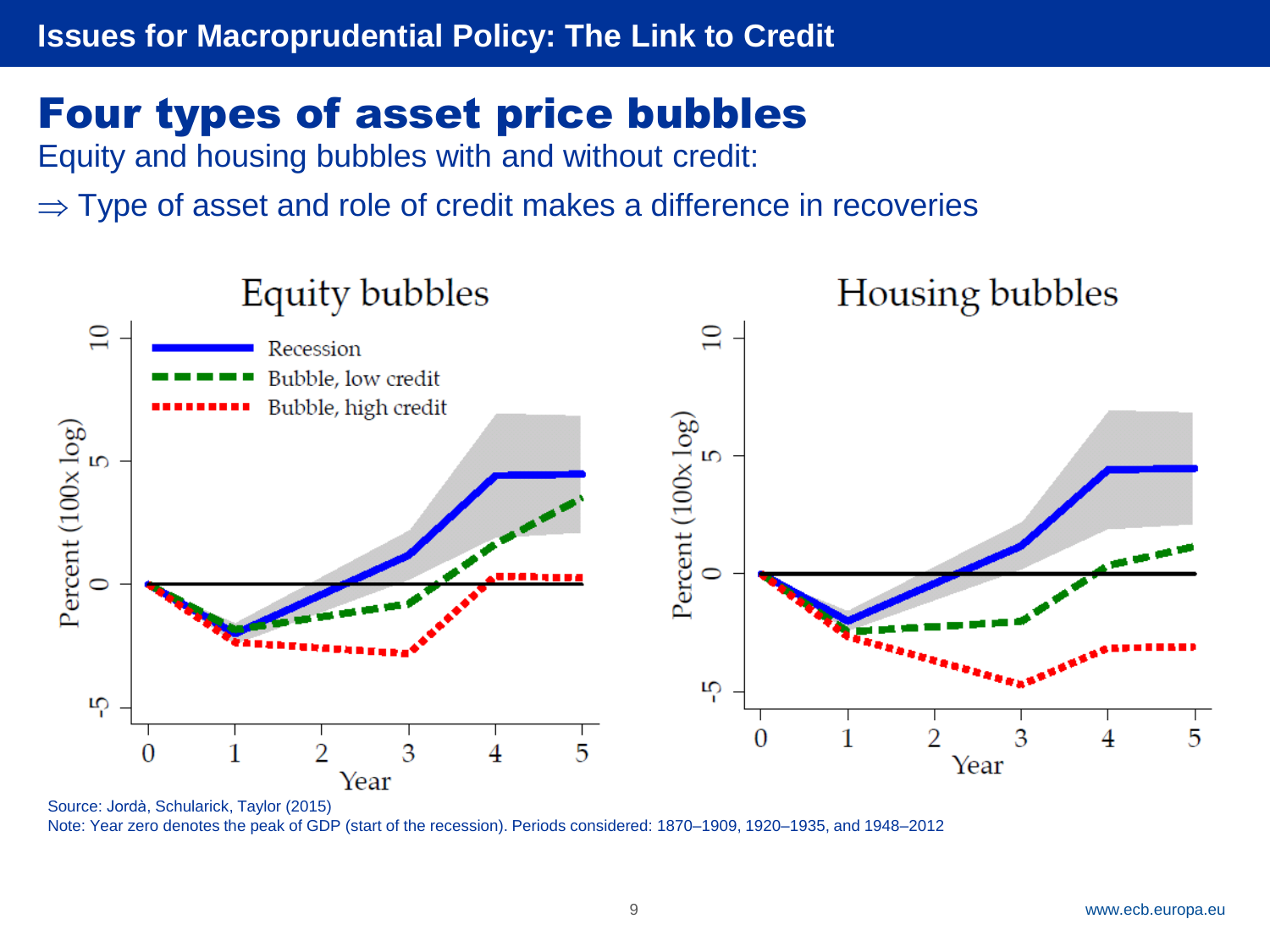# Four types of asset price bubbles

Equity and housing bubbles with and without credit:

⇒ Type of asset and role of credit makes a difference in recoveries

Source: Jordà, Schularick, Taylor (2015)

Note: Year zero denotes the peak of GDP (start of the recession). Periods considered: 1870–1909, 1920–1935, and 1948–2012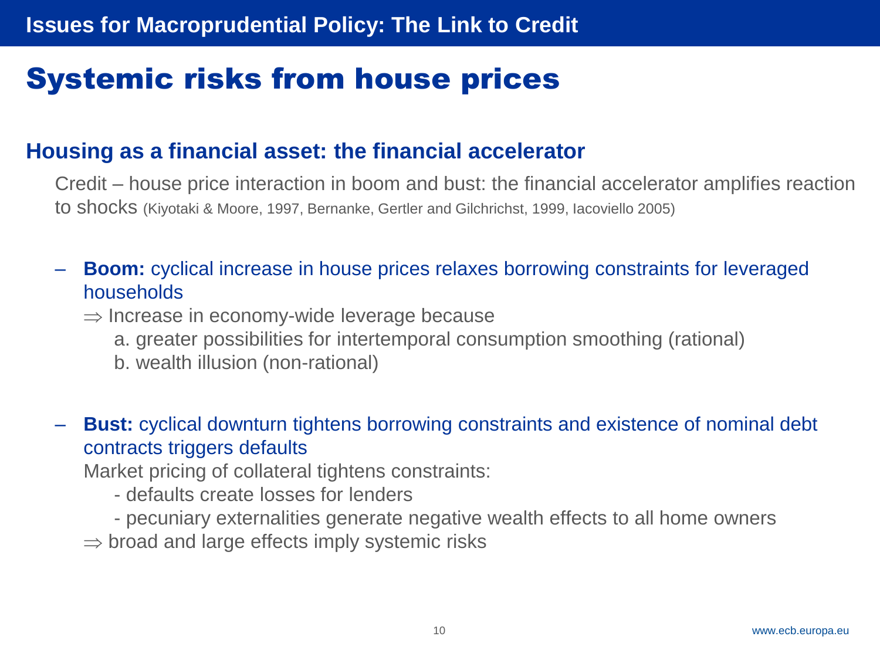# Systemic risks from house prices

## Housing as a financial asset: the financial accelerator

Credit – house price interaction in boom and bust: the financial accelerator amplifies reaction to shocks (Kiyotaki & Moore, 1997, Bernanke, Gertler and Gilchrichst, 1999, Iacoviello 2005)

- **Boom:** cyclical increase in house prices relaxes borrowing constraints for leveraged households

  $\Rightarrow$ Increase in economy-wide leverage because

  a. greater possibilities for intertemporal consumption smoothing (rational)

  b. wealth illusion (non-rational)

- **Bust:** cyclical downturn tightens borrowing constraints and existence of nominal debt contracts triggers defaults

  Market pricing of collateral tightens constraints:

  - defaults create losses for lenders
  - pecuniary externalities generate negative wealth effects to all home owners

  $\Rightarrow$ broad and large effects imply systemic risks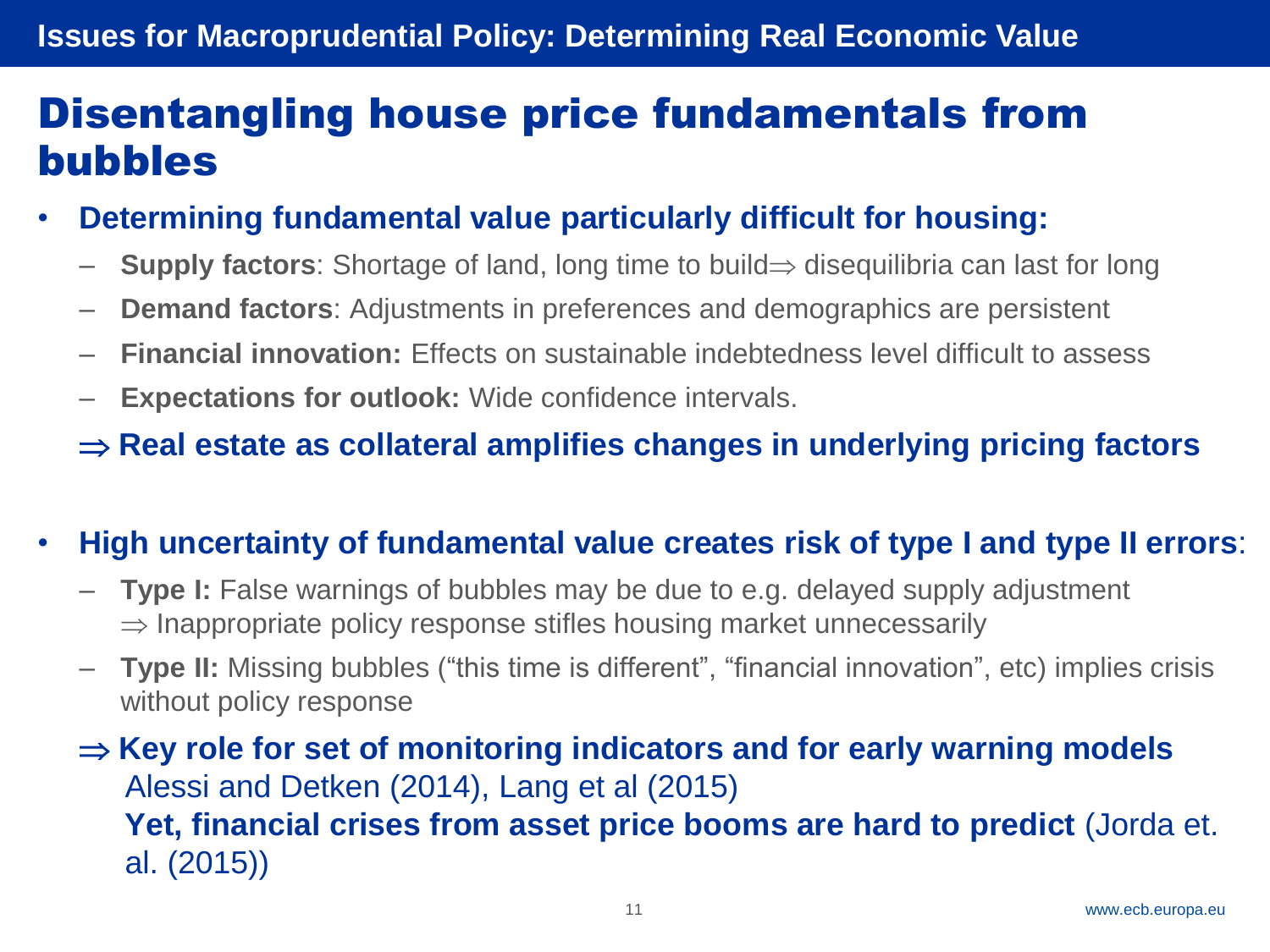## Issues for Macroprudential Policy: Determining Real Economic Value

# Disentangling house price fundamentals from bubbles

- **Determining fundamental value particularly difficult for housing:**
  - **Supply factors**: Shortage of land, long time to build $\Rightarrow$ disequilibria can last for long
  - **Demand factors**: Adjustments in preferences and demographics are persistent
  - **Financial innovation:** Effects on sustainable indebtedness level difficult to assess
  - **Expectations for outlook:** Wide confidence intervals.

  $\Rightarrow$ **Real estate as collateral amplifies changes in underlying pricing factors**

- **High uncertainty of fundamental value creates risk of type I and type II errors**:
  - **Type I:** False warnings of bubbles may be due to e.g. delayed supply adjustment $\Rightarrow$ Inappropriate policy response stifles housing market unnecessarily
  - **Type II:** Missing bubbles ("this time is different", "financial innovation", etc) implies crisis without policy response

  $\Rightarrow$ **Key role for set of monitoring indicators and for early warning models**
  Alessi and Detken (2014), Lang et al (2015)
  **Yet, financial crises from asset price booms are hard to predict** (Jorda et. al. (2015))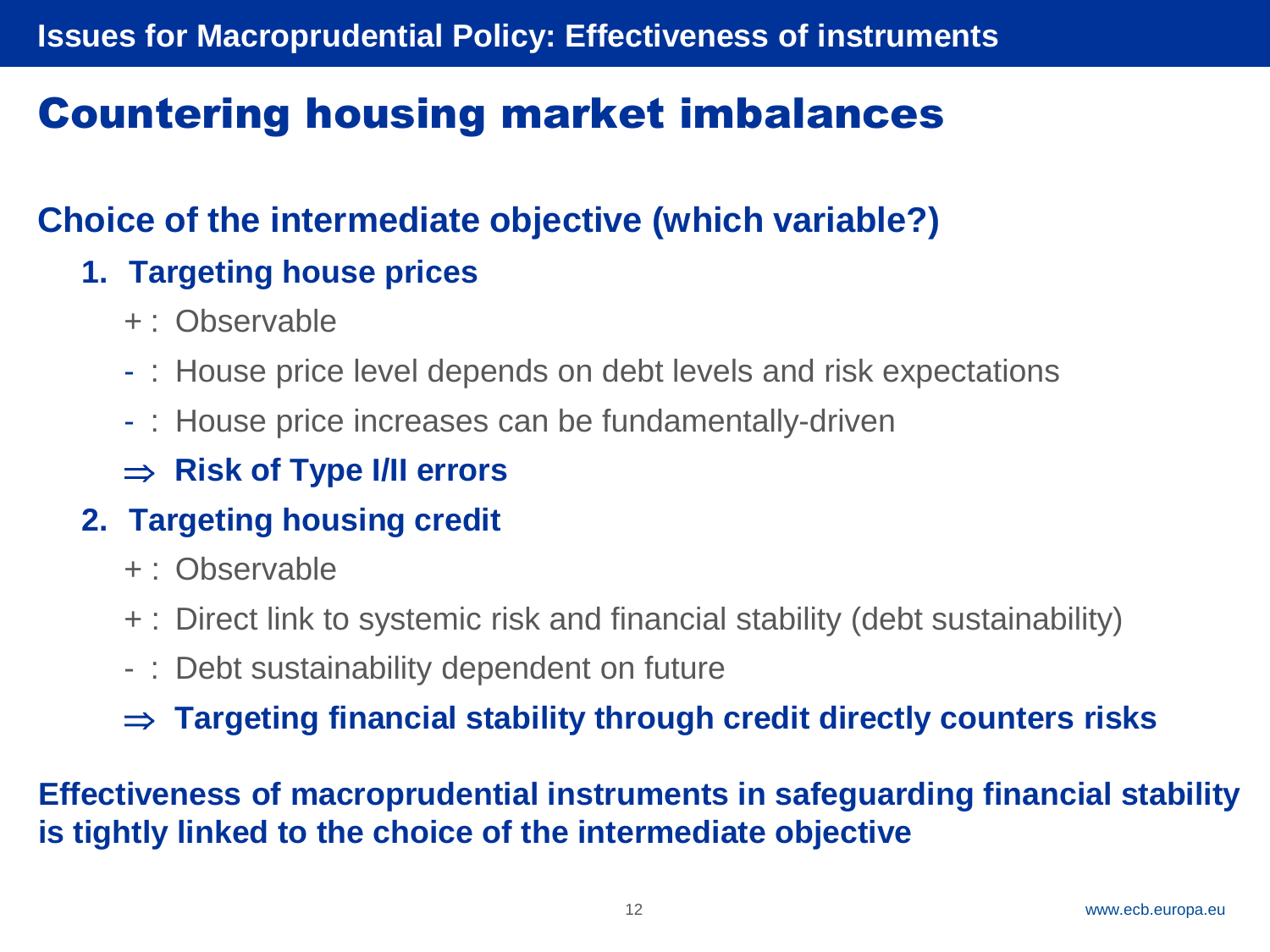## Issues for Macroprudential Policy: Effectiveness of instruments

# Countering housing market imbalances

## Choice of the intermediate objective (which variable?)

1. **Targeting house prices**
   - + : Observable
   - - : House price level depends on debt levels and risk expectations
   - - : House price increases can be fundamentally-driven
   - ⇒ **Risk of Type I/II errors**
2. **Targeting housing credit**
   - + : Observable
   - + : Direct link to systemic risk and financial stability (debt sustainability)
   - - : Debt sustainability dependent on future
   - ⇒ **Targeting financial stability through credit directly counters risks**

**Effectiveness of macroprudential instruments in safeguarding financial stability is tightly linked to the choice of the intermediate objective**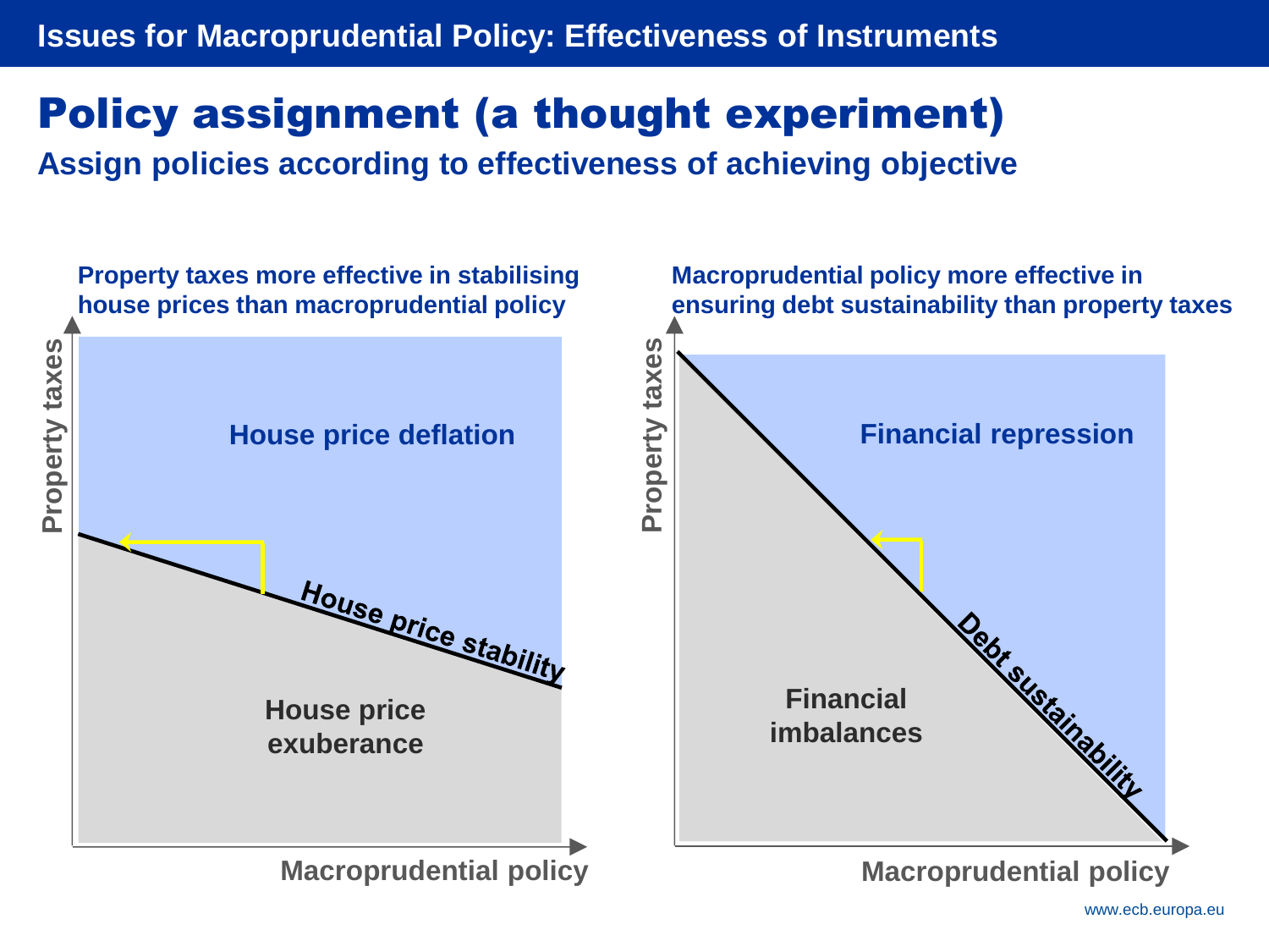# Policy assignment (a thought experiment)

**Assign policies according to effectiveness of achieving objective**

**Property taxes more effective in stabilising house prices than macroprudential policy**

Property taxes

House price deflation

House price stability

House price exuberance

Macroprudential policy

**Macroprudential policy more effective in ensuring debt sustainability than property taxes**

Property taxes

Financial repression

Debt sustainability

Financial imbalances

Macroprudential policy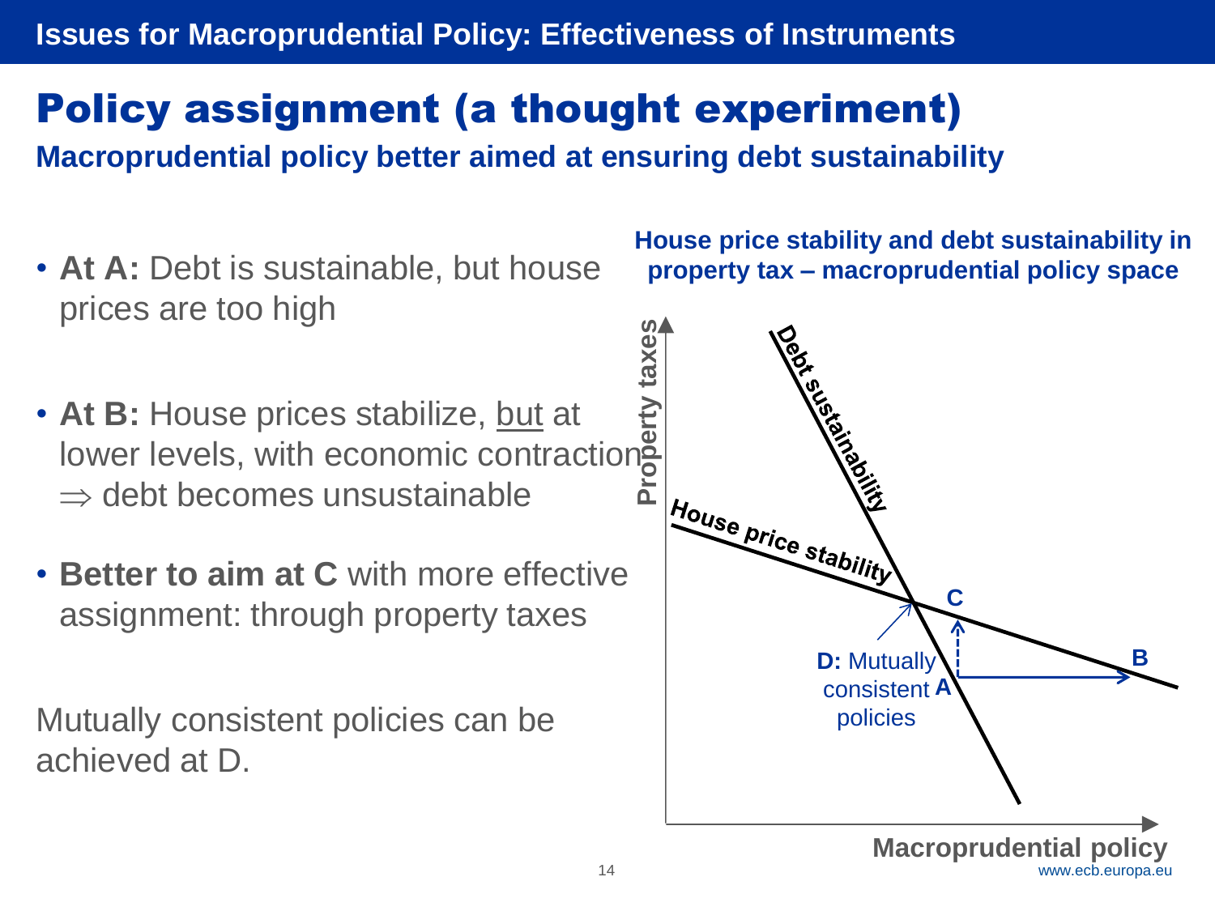Issues for Macroprudential Policy: Effectiveness of Instruments

# Policy assignment (a thought experiment)

## Macroprudential policy better aimed at ensuring debt sustainability

- **At A:** Debt is sustainable, but house prices are too high
- **At B:** House prices stabilize, <u>but</u> at lower levels, with economic contraction $\Rightarrow$ debt becomes unsustainable
- **Better to aim at C** with more effective assignment: through property taxes

Mutually consistent policies can be achieved at D.

**House price stability and debt sustainability in property tax – macroprudential policy space**

Property taxes

Debt sustainability

House price stability

C

B

**D:** Mutually consistent policies

A

Macroprudential policy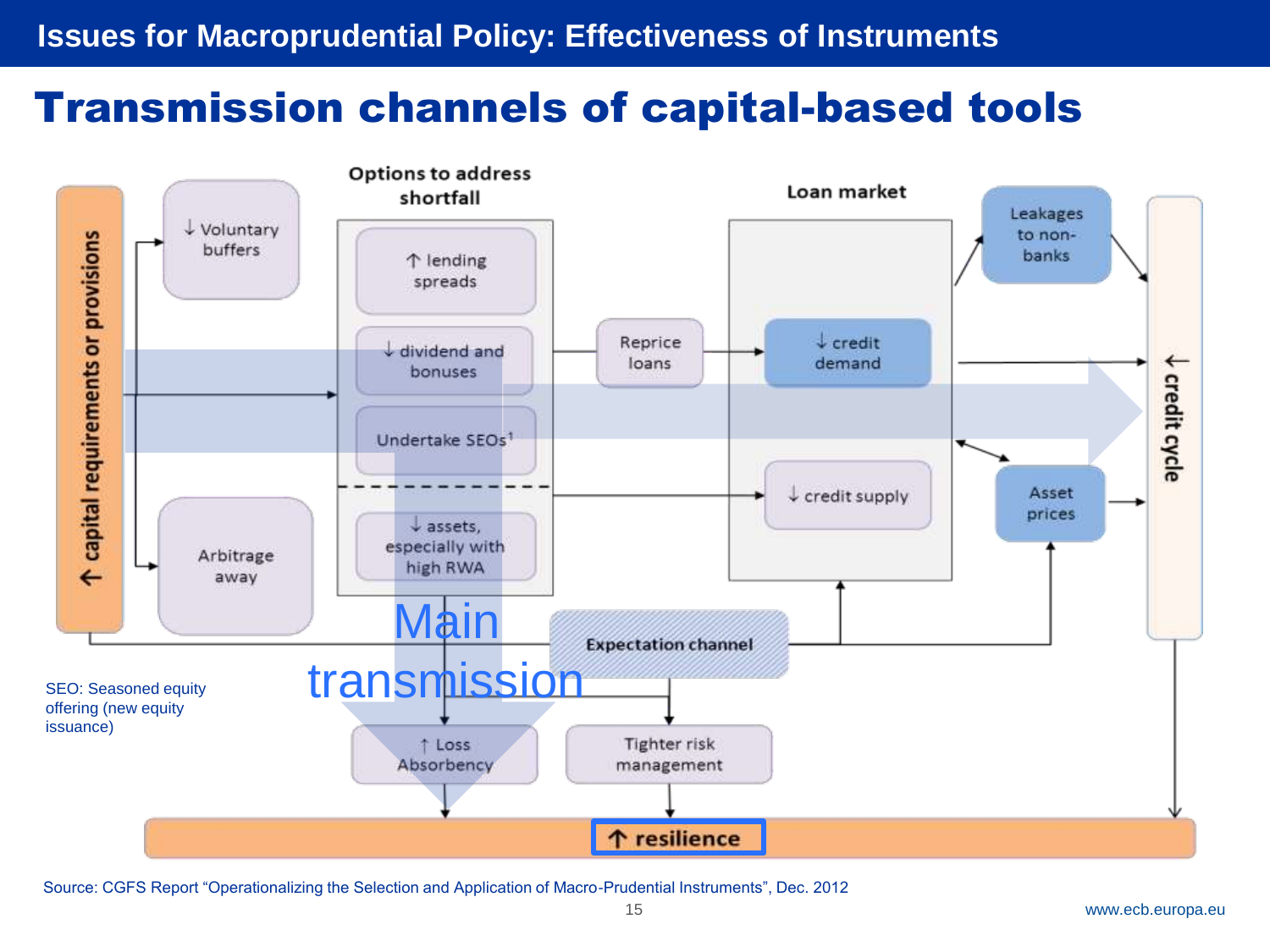## Issues for Macroprudential Policy: Effectiveness of Instruments

# Transmission channels of capital-based tools

↑ capital requirements or provisions

↓ Voluntary buffers

Arbitrage away

**Options to address shortfall**

↑ lending spreads

↓ dividend and bonuses

Undertake SEOs[1]

↓ assets, especially with high RWA

Reprice loans

**Loan market**

↓ credit demand

↓ credit supply

Leakages to non-banks

Asset prices

↓ credit cycle

Main transmission

**Expectation channel**

↑ Loss Absorbency

Tighter risk management

**↑ resilience**

SEO: Seasoned equity offering (new equity issuance)

Source: CGFS Report "Operationalizing the Selection and Application of Macro-Prudential Instruments", Dec. 2012

www.ecb.europa.eu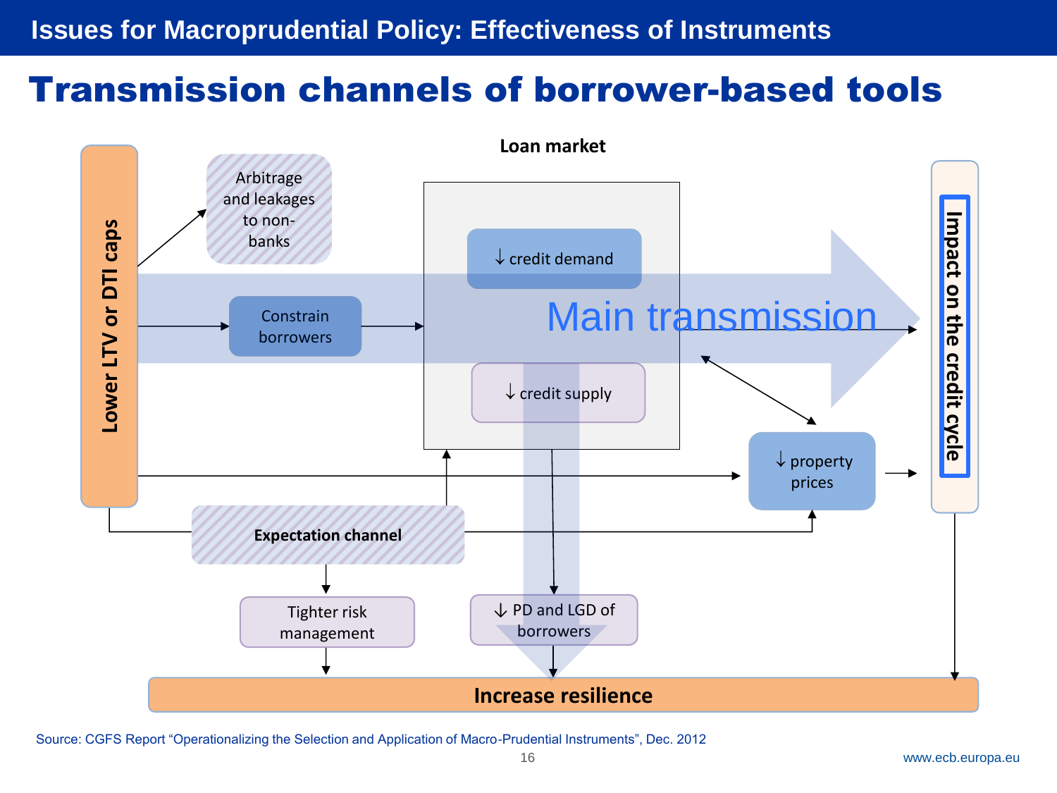# Issues for Macroprudential Policy: Effectiveness of Instruments

## Transmission channels of borrower-based tools

**Loan market**

- **Lower LTV or DTI caps**
- Arbitrage and leakages to non-banks
- Constrain borrowers
- ↓ credit demand
- ↓ credit supply
- Main transmission
- ↓ property prices
- **Impact on the credit cycle**
- **Expectation channel**
- Tighter risk management
- ↓ PD and LGD of borrowers
- **Increase resilience**

Source: CGFS Report "Operationalizing the Selection and Application of Macro-Prudential Instruments", Dec. 2012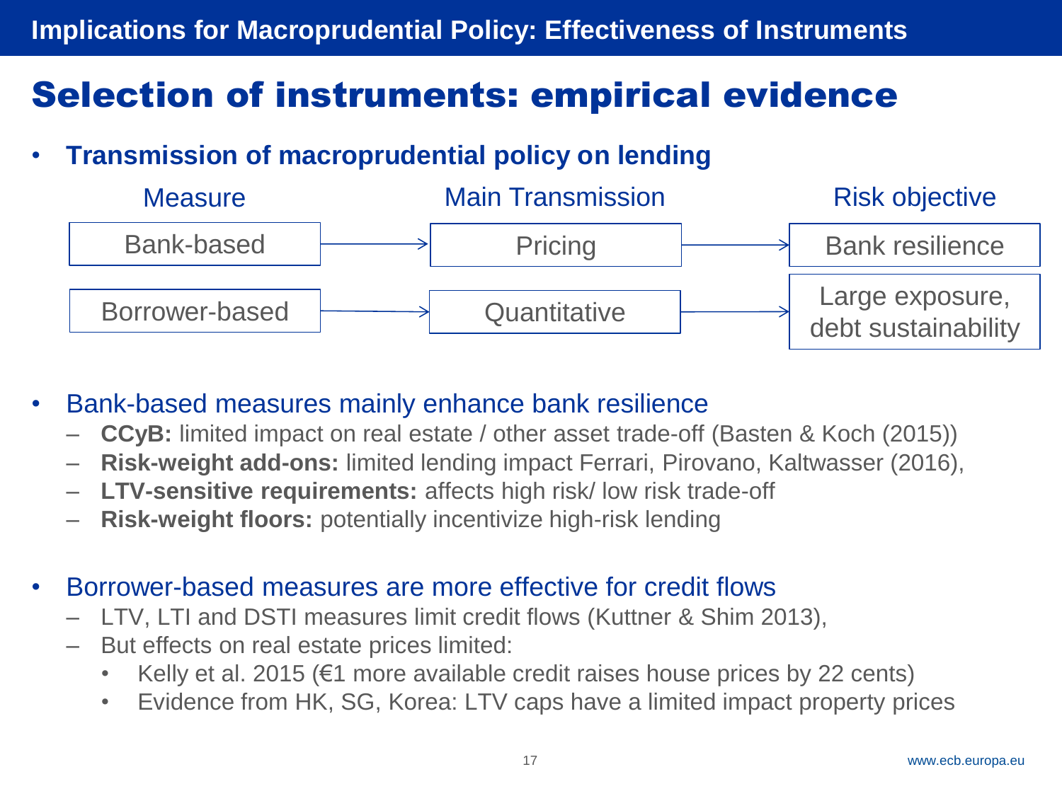Implications for Macroprudential Policy: Effectiveness of Instruments

# Selection of instruments: empirical evidence

- **Transmission of macroprudential policy on lending**

| Measure | Main Transmission | Risk objective |
|---|---|---|
| Bank-based | → Pricing | → Bank resilience |
| Borrower-based | → Quantitative | → Large exposure, debt sustainability |

- Bank-based measures mainly enhance bank resilience
  - **CCyB:** limited impact on real estate / other asset trade-off (Basten & Koch (2015))
  - **Risk-weight add-ons:** limited lending impact Ferrari, Pirovano, Kaltwasser (2016),
  - **LTV-sensitive requirements:** affects high risk/ low risk trade-off
  - **Risk-weight floors:** potentially incentivize high-risk lending

- Borrower-based measures are more effective for credit flows
  - LTV, LTI and DSTI measures limit credit flows (Kuttner & Shim 2013),
  - But effects on real estate prices limited:
    - Kelly et al. 2015 (€1 more available credit raises house prices by 22 cents)
    - Evidence from HK, SG, Korea: LTV caps have a limited impact property prices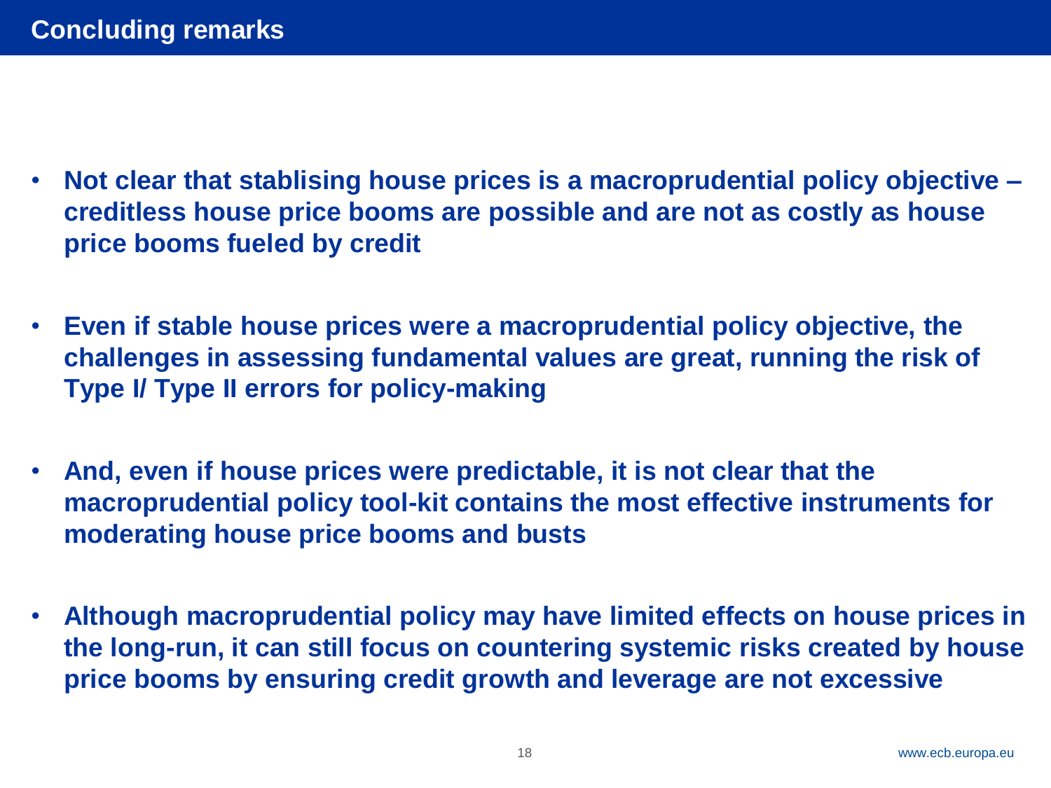# Concluding remarks

- **Not clear that stablising house prices is a macroprudential policy objective – creditless house price booms are possible and are not as costly as house price booms fueled by credit**

- **Even if stable house prices were a macroprudential policy objective, the challenges in assessing fundamental values are great, running the risk of Type I/ Type II errors for policy-making**

- **And, even if house prices were predictable, it is not clear that the macroprudential policy tool-kit contains the most effective instruments for moderating house price booms and busts**

- **Although macroprudential policy may have limited effects on house prices in the long-run, it can still focus on countering systemic risks created by house price booms by ensuring credit growth and leverage are not excessive**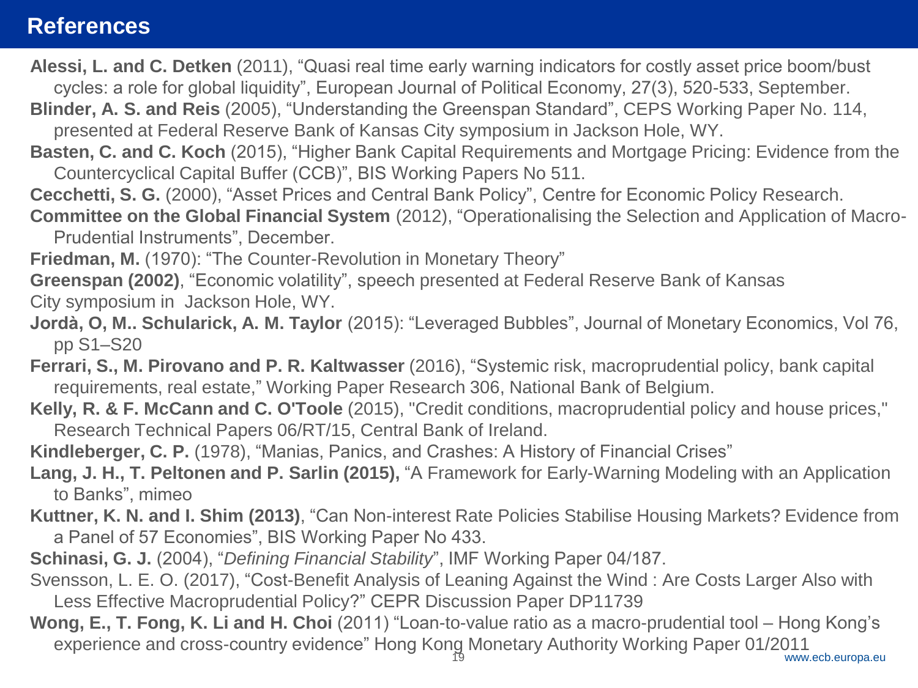# References

**Alessi, L. and C. Detken** (2011), “Quasi real time early warning indicators for costly asset price boom/bust cycles: a role for global liquidity”, European Journal of Political Economy, 27(3), 520-533, September.

**Blinder, A. S. and Reis** (2005), “Understanding the Greenspan Standard”, CEPS Working Paper No. 114, presented at Federal Reserve Bank of Kansas City symposium in Jackson Hole, WY.

**Basten, C. and C. Koch** (2015), “Higher Bank Capital Requirements and Mortgage Pricing: Evidence from the Countercyclical Capital Buffer (CCB)”, BIS Working Papers No 511.

**Cecchetti, S. G.** (2000), “Asset Prices and Central Bank Policy”, Centre for Economic Policy Research.

**Committee on the Global Financial System** (2012), “Operationalising the Selection and Application of Macro-Prudential Instruments”, December.

**Friedman, M.** (1970): “The Counter-Revolution in Monetary Theory”

**Greenspan (2002)**, “Economic volatility”, speech presented at Federal Reserve Bank of Kansas City symposium in Jackson Hole, WY.

**Jordà, O, M.. Schularick, A. M. Taylor** (2015): “Leveraged Bubbles”, Journal of Monetary Economics, Vol 76, pp S1–S20

**Ferrari, S., M. Pirovano and P. R. Kaltwasser** (2016), “Systemic risk, macroprudential policy, bank capital requirements, real estate,” Working Paper Research 306, National Bank of Belgium.

**Kelly, R. & F. McCann and C. O'Toole** (2015), "Credit conditions, macroprudential policy and house prices," Research Technical Papers 06/RT/15, Central Bank of Ireland.

**Kindleberger, C. P.** (1978), “Manias, Panics, and Crashes: A History of Financial Crises”

**Lang, J. H., T. Peltonen and P. Sarlin (2015),** “A Framework for Early-Warning Modeling with an Application to Banks”, mimeo

**Kuttner, K. N. and I. Shim (2013)**, “Can Non-interest Rate Policies Stabilise Housing Markets? Evidence from a Panel of 57 Economies”, BIS Working Paper No 433.

**Schinasi, G. J.** (2004), “*Defining Financial Stability*”, IMF Working Paper 04/187.

Svensson, L. E. O. (2017), “Cost-Benefit Analysis of Leaning Against the Wind : Are Costs Larger Also with Less Effective Macroprudential Policy?” CEPR Discussion Paper DP11739

**Wong, E., T. Fong, K. Li and H. Choi** (2011) “Loan-to-value ratio as a macro-prudential tool – Hong Kong's experience and cross-country evidence” Hong Kong Monetary Authority Working Paper 01/2011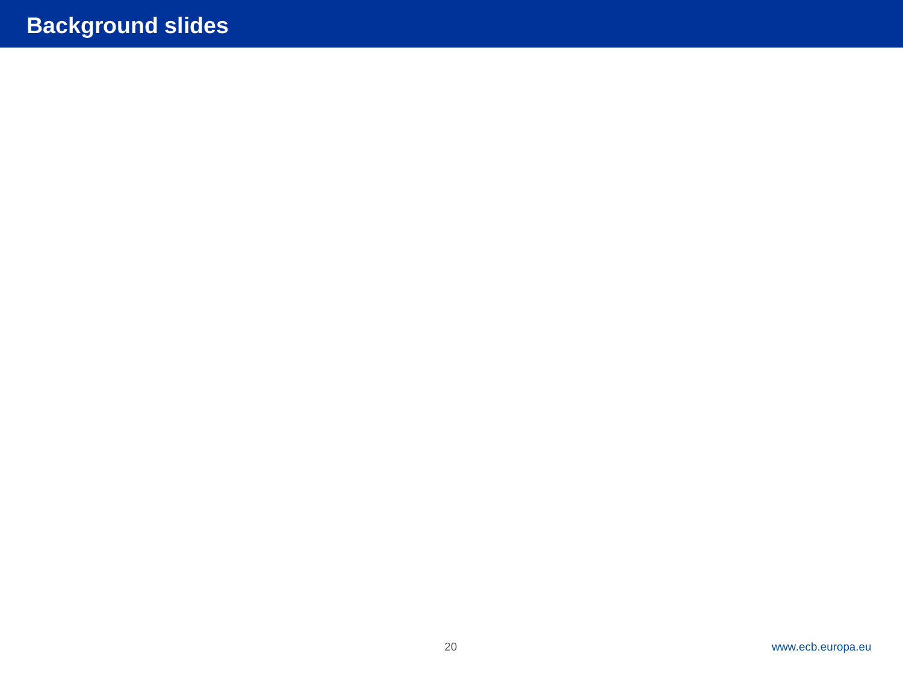# Background slides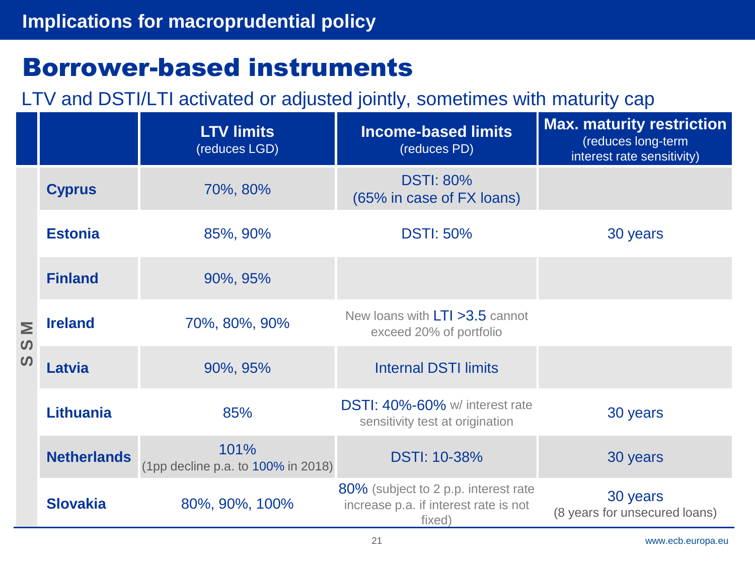# Implications for macroprudential policy

## Borrower-based instruments

LTV and DSTI/LTI activated or adjusted jointly, sometimes with maturity cap

| | | LTV limits (reduces LGD) | Income-based limits (reduces PD) | Max. maturity restriction (reduces long-term interest rate sensitivity) |
|---|---|---|---|---|
| SSM | **Cyprus** | 70%, 80% | DSTI: 80% (65% in case of FX loans) | |
| | **Estonia** | 85%, 90% | DSTI: 50% | 30 years |
| | **Finland** | 90%, 95% | | |
| | **Ireland** | 70%, 80%, 90% | New loans with LTI >3.5 cannot exceed 20% of portfolio | |
| | **Latvia** | 90%, 95% | Internal DSTI limits | |
| | **Lithuania** | 85% | DSTI: 40%-60% w/ interest rate sensitivity test at origination | 30 years |
| | **Netherlands** | 101% (1pp decline p.a. to 100% in 2018) | DSTI: 10-38% | 30 years |
| | **Slovakia** | 80%, 90%, 100% | 80% (subject to 2 p.p. interest rate increase p.a. if interest rate is not fixed) | 30 years (8 years for unsecured loans) |

www.ecb.europa.eu